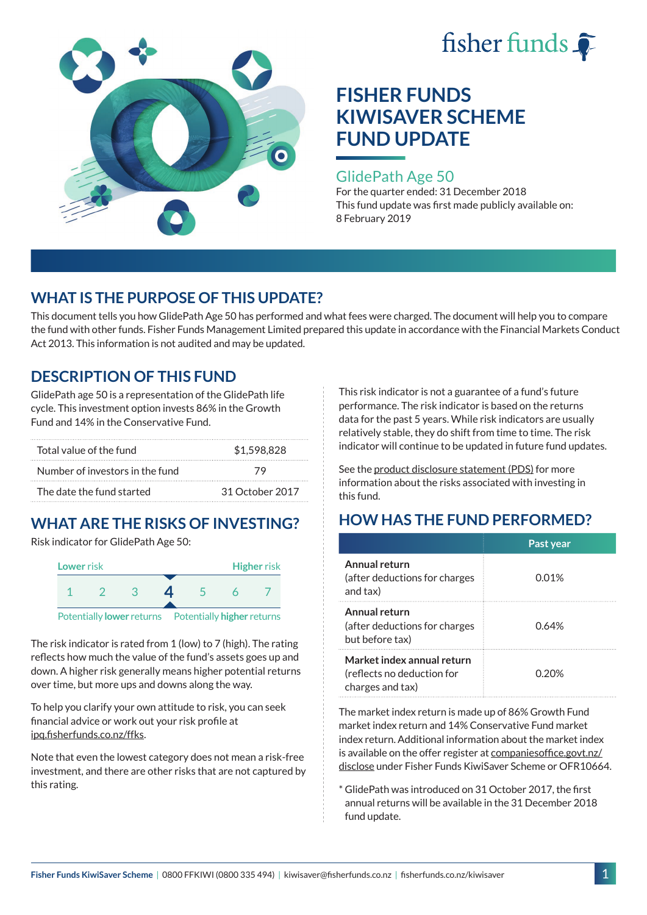fisher funds

# FISHER FUNDS KIWISAVER SCHEME FUND UPDATE

## GlidePath Age 50

For the quarter ended: 31 December 2018

This fund update was first made publicly available on: 8 February 2019

## WHAT IS THE PURPOSE OF THIS UPDATE?

This document tells you how GlidePath Age 50 has performed and what fees were charged. The document will help you to compare the fund with other funds. Fisher Funds Management Limited prepared this update in accordance with the Financial Markets Conduct Act 2013. This information is not audited and may be updated.

## DESCRIPTION OF THIS FUND

GlidePath age 50 is a representation of the GlidePath life cycle. This investment option invests 86% in the Growth Fund and 14% in the Conservative Fund.

| | |
|---|---|
| Total value of the fund | $1,598,828 |
| Number of investors in the fund | 79 |
| The date the fund started | 31 October 2017 |

## WHAT ARE THE RISKS OF INVESTING?

Risk indicator for GlidePath Age 50:

| Lower risk | | | | | | Higher risk |
|---|---|---|---|---|---|---|
| 1 | 2 | 3 | **4** | 5 | 6 | 7 |

Potentially **lower** returns — Potentially **higher** returns

The risk indicator is rated from 1 (low) to 7 (high). The rating reflects how much the value of the fund's assets goes up and down. A higher risk generally means higher potential returns over time, but more ups and downs along the way.

To help you clarify your own attitude to risk, you can seek financial advice or work out your risk profile at ipq.fisherfunds.co.nz/ffks.

Note that even the lowest category does not mean a risk-free investment, and there are other risks that are not captured by this rating.

This risk indicator is not a guarantee of a fund's future performance. The risk indicator is based on the returns data for the past 5 years. While risk indicators are usually relatively stable, they do shift from time to time. The risk indicator will continue to be updated in future fund updates.

See the product disclosure statement (PDS) for more information about the risks associated with investing in this fund.

## HOW HAS THE FUND PERFORMED?

| | Past year |
|---|---|
| **Annual return** (after deductions for charges and tax) | 0.01% |
| **Annual return** (after deductions for charges but before tax) | 0.64% |
| **Market index annual return** (reflects no deduction for charges and tax) | 0.20% |

The market index return is made up of 86% Growth Fund market index return and 14% Conservative Fund market index return. Additional information about the market index is available on the offer register at companiesoffice.govt.nz/disclose under Fisher Funds KiwiSaver Scheme or OFR10664.

* GlidePath was introduced on 31 October 2017, the first annual returns will be available in the 31 December 2018 fund update.

**Fisher Funds KiwiSaver Scheme** | 0800 FFKIWI (0800 335 494) | kiwisaver@fisherfunds.co.nz | fisherfunds.co.nz/kiwisaver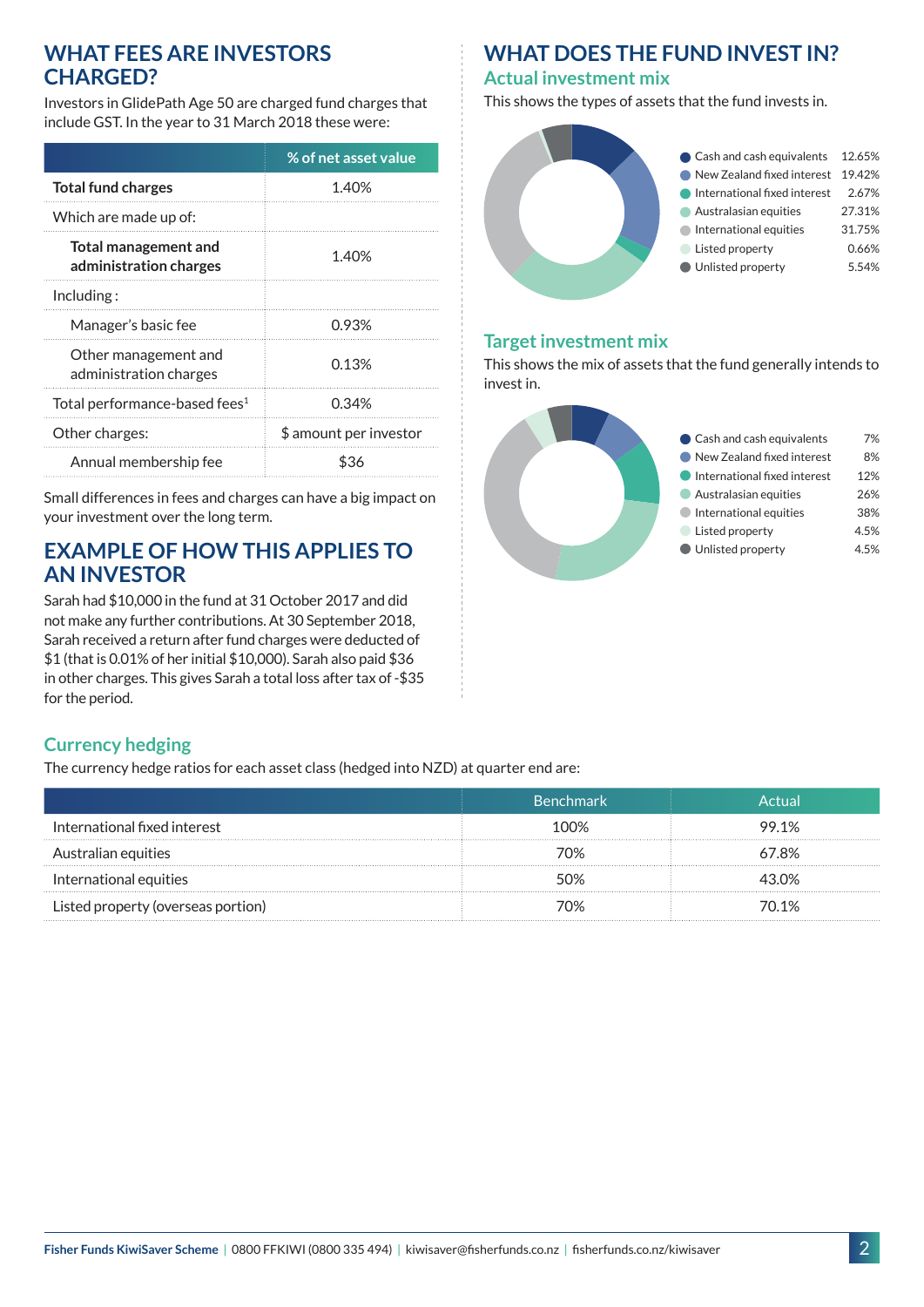## WHAT FEES ARE INVESTORS CHARGED?

Investors in GlidePath Age 50 are charged fund charges that include GST. In the year to 31 March 2018 these were:

| | % of net asset value |
|---|---|
| **Total fund charges** | 1.40% |
| Which are made up of: | |
| **Total management and administration charges** | 1.40% |
| Including : | |
| Manager's basic fee | 0.93% |
| Other management and administration charges | 0.13% |
| Total performance-based fees[1] | 0.34% |
| Other charges: | $ amount per investor |
| Annual membership fee | $36 |

Small differences in fees and charges can have a big impact on your investment over the long term.

## EXAMPLE OF HOW THIS APPLIES TO AN INVESTOR

Sarah had $10,000 in the fund at 31 October 2017 and did not make any further contributions. At 30 September 2018, Sarah received a return after fund charges were deducted of $1 (that is 0.01% of her initial $10,000). Sarah also paid $36 in other charges. This gives Sarah a total loss after tax of -$35 for the period.

## WHAT DOES THE FUND INVEST IN?

### Actual investment mix

This shows the types of assets that the fund invests in.

| Asset | % |
|---|---|
| Cash and cash equivalents | 12.65% |
| New Zealand fixed interest | 19.42% |
| International fixed interest | 2.67% |
| Australasian equities | 27.31% |
| International equities | 31.75% |
| Listed property | 0.66% |
| Unlisted property | 5.54% |

### Target investment mix

This shows the mix of assets that the fund generally intends to invest in.

| Asset | % |
|---|---|
| Cash and cash equivalents | 7% |
| New Zealand fixed interest | 8% |
| International fixed interest | 12% |
| Australasian equities | 26% |
| International equities | 38% |
| Listed property | 4.5% |
| Unlisted property | 4.5% |

### Currency hedging

The currency hedge ratios for each asset class (hedged into NZD) at quarter end are:

| | Benchmark | Actual |
|---|---|---|
| International fixed interest | 100% | 99.1% |
| Australian equities | 70% | 67.8% |
| International equities | 50% | 43.0% |
| Listed property (overseas portion) | 70% | 70.1% |

**Fisher Funds KiwiSaver Scheme** | 0800 FFKIWI (0800 335 494) | kiwisaver@fisherfunds.co.nz | fisherfunds.co.nz/kiwisaver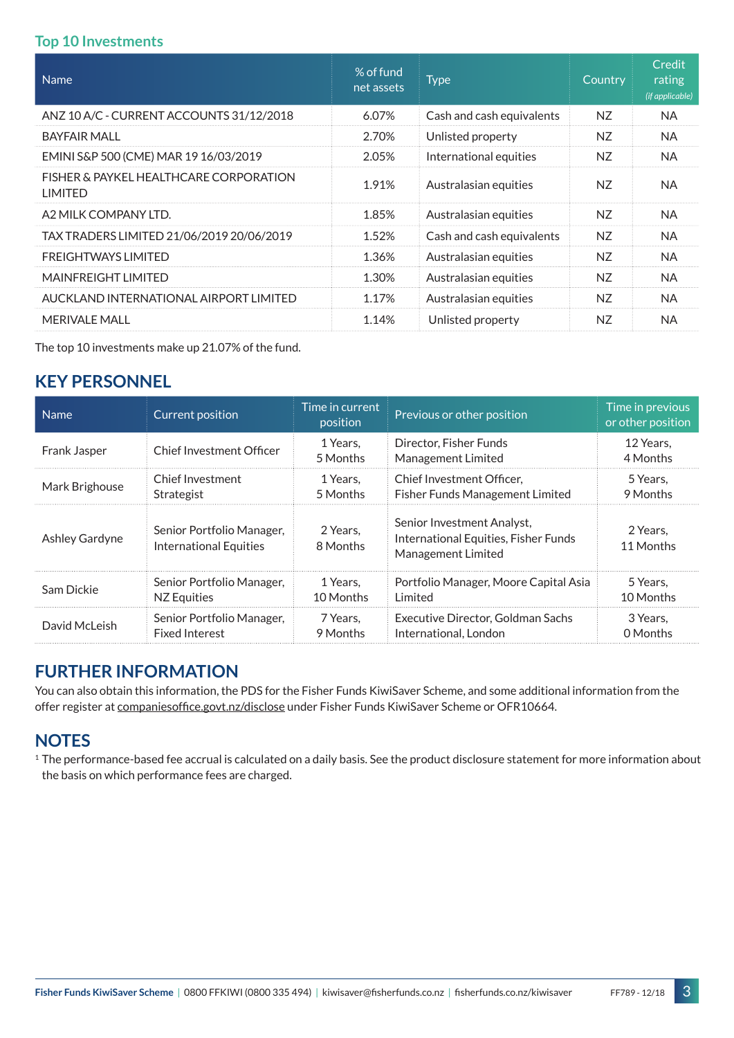## Top 10 Investments

| Name | % of fund net assets | Type | Country | Credit rating *(if applicable)* |
|---|---|---|---|---|
| ANZ 10 A/C - CURRENT ACCOUNTS 31/12/2018 | 6.07% | Cash and cash equivalents | NZ | NA |
| BAYFAIR MALL | 2.70% | Unlisted property | NZ | NA |
| EMINI S&P 500 (CME) MAR 19 16/03/2019 | 2.05% | International equities | NZ | NA |
| FISHER & PAYKEL HEALTHCARE CORPORATION LIMITED | 1.91% | Australasian equities | NZ | NA |
| A2 MILK COMPANY LTD. | 1.85% | Australasian equities | NZ | NA |
| TAX TRADERS LIMITED 21/06/2019 20/06/2019 | 1.52% | Cash and cash equivalents | NZ | NA |
| FREIGHTWAYS LIMITED | 1.36% | Australasian equities | NZ | NA |
| MAINFREIGHT LIMITED | 1.30% | Australasian equities | NZ | NA |
| AUCKLAND INTERNATIONAL AIRPORT LIMITED | 1.17% | Australasian equities | NZ | NA |
| MERIVALE MALL | 1.14% | Unlisted property | NZ | NA |

The top 10 investments make up 21.07% of the fund.

## KEY PERSONNEL

| Name | Current position | Time in current position | Previous or other position | Time in previous or other position |
|---|---|---|---|---|
| Frank Jasper | Chief Investment Officer | 1 Years, 5 Months | Director, Fisher Funds Management Limited | 12 Years, 4 Months |
| Mark Brighouse | Chief Investment Strategist | 1 Years, 5 Months | Chief Investment Officer, Fisher Funds Management Limited | 5 Years, 9 Months |
| Ashley Gardyne | Senior Portfolio Manager, International Equities | 2 Years, 8 Months | Senior Investment Analyst, International Equities, Fisher Funds Management Limited | 2 Years, 11 Months |
| Sam Dickie | Senior Portfolio Manager, NZ Equities | 1 Years, 10 Months | Portfolio Manager, Moore Capital Asia Limited | 5 Years, 10 Months |
| David McLeish | Senior Portfolio Manager, Fixed Interest | 7 Years, 9 Months | Executive Director, Goldman Sachs International, London | 3 Years, 0 Months |

## FURTHER INFORMATION

You can also obtain this information, the PDS for the Fisher Funds KiwiSaver Scheme, and some additional information from the offer register at companiesoffice.govt.nz/disclose under Fisher Funds KiwiSaver Scheme or OFR10664.

## NOTES

[1] The performance-based fee accrual is calculated on a daily basis. See the product disclosure statement for more information about the basis on which performance fees are charged.